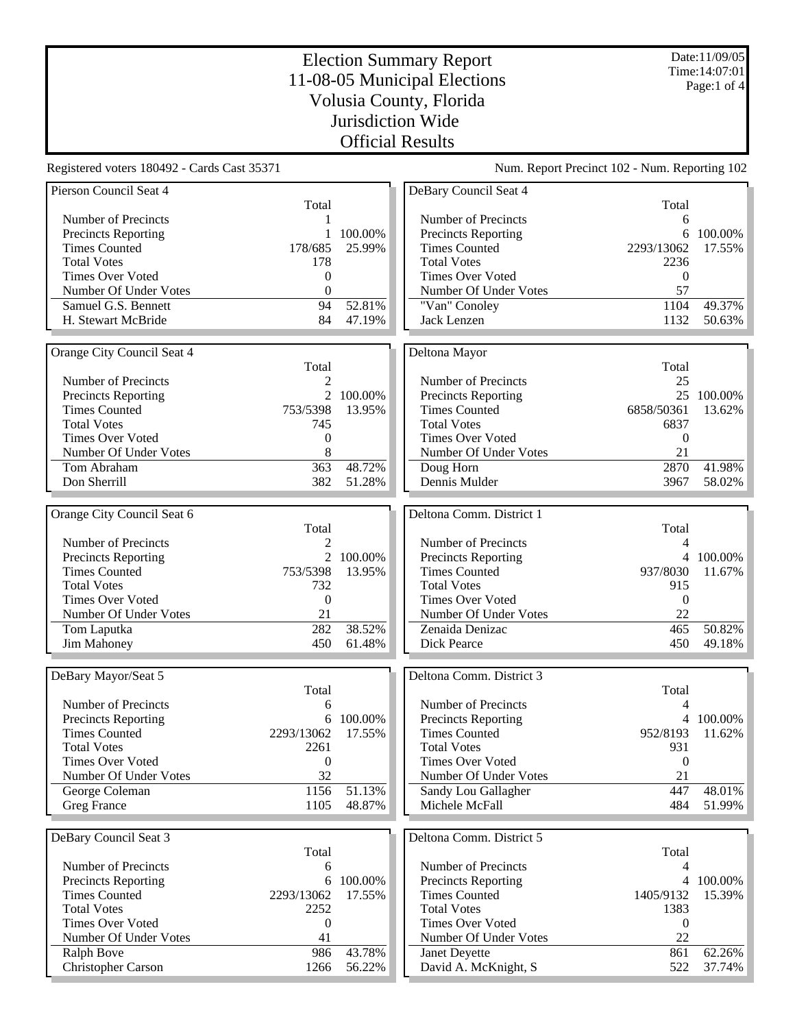# Election Summary Report
# 11-08-05 Municipal Elections
# Volusia County, Florida
# Jurisdiction Wide
# Official Results

Date:11/09/05
Time:14:07:01

Registered voters 180492 - Cards Cast 35371

Num. Report Precinct 102 - Num. Reporting 102

### Pierson Council Seat 4

| | Total | |
|---|---|---|
| Number of Precincts | 1 | |
| Precincts Reporting | 1 | 100.00% |
| Times Counted | 178/685 | 25.99% |
| Total Votes | 178 | |
| Times Over Voted | 0 | |
| Number Of Under Votes | 0 | |
| Samuel G.S. Bennett | 94 | 52.81% |
| H. Stewart McBride | 84 | 47.19% |

### Orange City Council Seat 4

| | Total | |
|---|---|---|
| Number of Precincts | 2 | |
| Precincts Reporting | 2 | 100.00% |
| Times Counted | 753/5398 | 13.95% |
| Total Votes | 745 | |
| Times Over Voted | 0 | |
| Number Of Under Votes | 8 | |
| Tom Abraham | 363 | 48.72% |
| Don Sherrill | 382 | 51.28% |

### Orange City Council Seat 6

| | Total | |
|---|---|---|
| Number of Precincts | 2 | |
| Precincts Reporting | 2 | 100.00% |
| Times Counted | 753/5398 | 13.95% |
| Total Votes | 732 | |
| Times Over Voted | 0 | |
| Number Of Under Votes | 21 | |
| Tom Laputka | 282 | 38.52% |
| Jim Mahoney | 450 | 61.48% |

### DeBary Mayor/Seat 5

| | Total | |
|---|---|---|
| Number of Precincts | 6 | |
| Precincts Reporting | 6 | 100.00% |
| Times Counted | 2293/13062 | 17.55% |
| Total Votes | 2261 | |
| Times Over Voted | 0 | |
| Number Of Under Votes | 32 | |
| George Coleman | 1156 | 51.13% |
| Greg France | 1105 | 48.87% |

### DeBary Council Seat 3

| | Total | |
|---|---|---|
| Number of Precincts | 6 | |
| Precincts Reporting | 6 | 100.00% |
| Times Counted | 2293/13062 | 17.55% |
| Total Votes | 2252 | |
| Times Over Voted | 0 | |
| Number Of Under Votes | 41 | |
| Ralph Bove | 986 | 43.78% |
| Christopher Carson | 1266 | 56.22% |

### DeBary Council Seat 4

| | Total | |
|---|---|---|
| Number of Precincts | 6 | |
| Precincts Reporting | 6 | 100.00% |
| Times Counted | 2293/13062 | 17.55% |
| Total Votes | 2236 | |
| Times Over Voted | 0 | |
| Number Of Under Votes | 57 | |
| "Van" Conoley | 1104 | 49.37% |
| Jack Lenzen | 1132 | 50.63% |

### Deltona Mayor

| | Total | |
|---|---|---|
| Number of Precincts | 25 | |
| Precincts Reporting | 25 | 100.00% |
| Times Counted | 6858/50361 | 13.62% |
| Total Votes | 6837 | |
| Times Over Voted | 0 | |
| Number Of Under Votes | 21 | |
| Doug Horn | 2870 | 41.98% |
| Dennis Mulder | 3967 | 58.02% |

### Deltona Comm. District 1

| | Total | |
|---|---|---|
| Number of Precincts | 4 | |
| Precincts Reporting | 4 | 100.00% |
| Times Counted | 937/8030 | 11.67% |
| Total Votes | 915 | |
| Times Over Voted | 0 | |
| Number Of Under Votes | 22 | |
| Zenaida Denizac | 465 | 50.82% |
| Dick Pearce | 450 | 49.18% |

### Deltona Comm. District 3

| | Total | |
|---|---|---|
| Number of Precincts | 4 | |
| Precincts Reporting | 4 | 100.00% |
| Times Counted | 952/8193 | 11.62% |
| Total Votes | 931 | |
| Times Over Voted | 0 | |
| Number Of Under Votes | 21 | |
| Sandy Lou Gallagher | 447 | 48.01% |
| Michele McFall | 484 | 51.99% |

### Deltona Comm. District 5

| | Total | |
|---|---|---|
| Number of Precincts | 4 | |
| Precincts Reporting | 4 | 100.00% |
| Times Counted | 1405/9132 | 15.39% |
| Total Votes | 1383 | |
| Times Over Voted | 0 | |
| Number Of Under Votes | 22 | |
| Janet Deyette | 861 | 62.26% |
| David A. McKnight, S | 522 | 37.74% |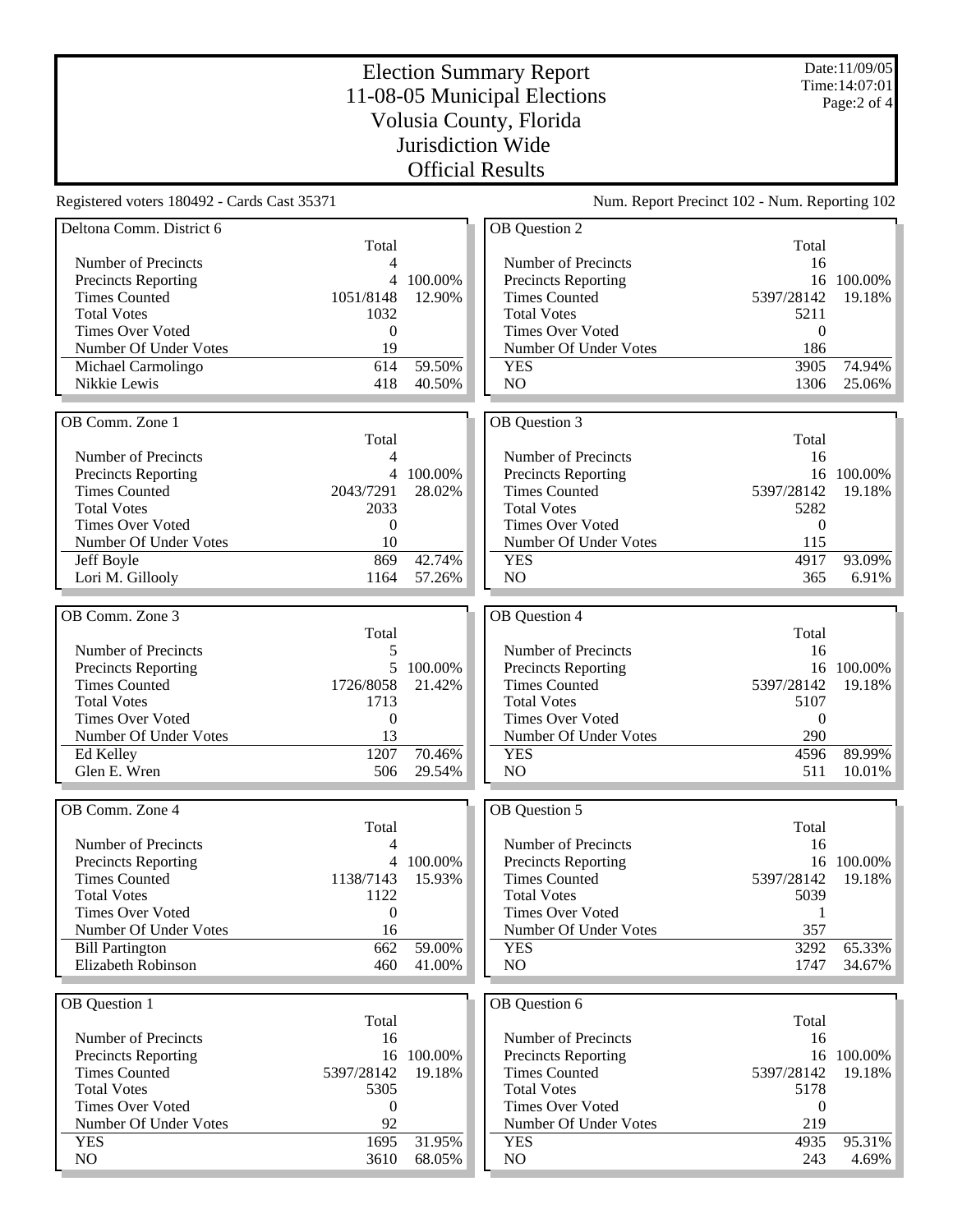# Election Summary Report
## 11-08-05 Municipal Elections
## Volusia County, Florida
## Jurisdiction Wide
## Official Results

Date:11/09/05
Time:14:07:01

Registered voters 180492 - Cards Cast 35371

Num. Report Precinct 102 - Num. Reporting 102

### Deltona Comm. District 6

| | Total | |
|---|---|---|
| Number of Precincts | 4 | |
| Precincts Reporting | 4 | 100.00% |
| Times Counted | 1051/8148 | 12.90% |
| Total Votes | 1032 | |
| Times Over Voted | 0 | |
| Number Of Under Votes | 19 | |
| Michael Carmolingo | 614 | 59.50% |
| Nikkie Lewis | 418 | 40.50% |

### OB Comm. Zone 1

| | Total | |
|---|---|---|
| Number of Precincts | 4 | |
| Precincts Reporting | 4 | 100.00% |
| Times Counted | 2043/7291 | 28.02% |
| Total Votes | 2033 | |
| Times Over Voted | 0 | |
| Number Of Under Votes | 10 | |
| Jeff Boyle | 869 | 42.74% |
| Lori M. Gillooly | 1164 | 57.26% |

### OB Comm. Zone 3

| | Total | |
|---|---|---|
| Number of Precincts | 5 | |
| Precincts Reporting | 5 | 100.00% |
| Times Counted | 1726/8058 | 21.42% |
| Total Votes | 1713 | |
| Times Over Voted | 0 | |
| Number Of Under Votes | 13 | |
| Ed Kelley | 1207 | 70.46% |
| Glen E. Wren | 506 | 29.54% |

### OB Comm. Zone 4

| | Total | |
|---|---|---|
| Number of Precincts | 4 | |
| Precincts Reporting | 4 | 100.00% |
| Times Counted | 1138/7143 | 15.93% |
| Total Votes | 1122 | |
| Times Over Voted | 0 | |
| Number Of Under Votes | 16 | |
| Bill Partington | 662 | 59.00% |
| Elizabeth Robinson | 460 | 41.00% |

### OB Question 1

| | Total | |
|---|---|---|
| Number of Precincts | 16 | |
| Precincts Reporting | 16 | 100.00% |
| Times Counted | 5397/28142 | 19.18% |
| Total Votes | 5305 | |
| Times Over Voted | 0 | |
| Number Of Under Votes | 92 | |
| YES | 1695 | 31.95% |
| NO | 3610 | 68.05% |

### OB Question 2

| | Total | |
|---|---|---|
| Number of Precincts | 16 | |
| Precincts Reporting | 16 | 100.00% |
| Times Counted | 5397/28142 | 19.18% |
| Total Votes | 5211 | |
| Times Over Voted | 0 | |
| Number Of Under Votes | 186 | |
| YES | 3905 | 74.94% |
| NO | 1306 | 25.06% |

### OB Question 3

| | Total | |
|---|---|---|
| Number of Precincts | 16 | |
| Precincts Reporting | 16 | 100.00% |
| Times Counted | 5397/28142 | 19.18% |
| Total Votes | 5282 | |
| Times Over Voted | 0 | |
| Number Of Under Votes | 115 | |
| YES | 4917 | 93.09% |
| NO | 365 | 6.91% |

### OB Question 4

| | Total | |
|---|---|---|
| Number of Precincts | 16 | |
| Precincts Reporting | 16 | 100.00% |
| Times Counted | 5397/28142 | 19.18% |
| Total Votes | 5107 | |
| Times Over Voted | 0 | |
| Number Of Under Votes | 290 | |
| YES | 4596 | 89.99% |
| NO | 511 | 10.01% |

### OB Question 5

| | Total | |
|---|---|---|
| Number of Precincts | 16 | |
| Precincts Reporting | 16 | 100.00% |
| Times Counted | 5397/28142 | 19.18% |
| Total Votes | 5039 | |
| Times Over Voted | 1 | |
| Number Of Under Votes | 357 | |
| YES | 3292 | 65.33% |
| NO | 1747 | 34.67% |

### OB Question 6

| | Total | |
|---|---|---|
| Number of Precincts | 16 | |
| Precincts Reporting | 16 | 100.00% |
| Times Counted | 5397/28142 | 19.18% |
| Total Votes | 5178 | |
| Times Over Voted | 0 | |
| Number Of Under Votes | 219 | |
| YES | 4935 | 95.31% |
| NO | 243 | 4.69% |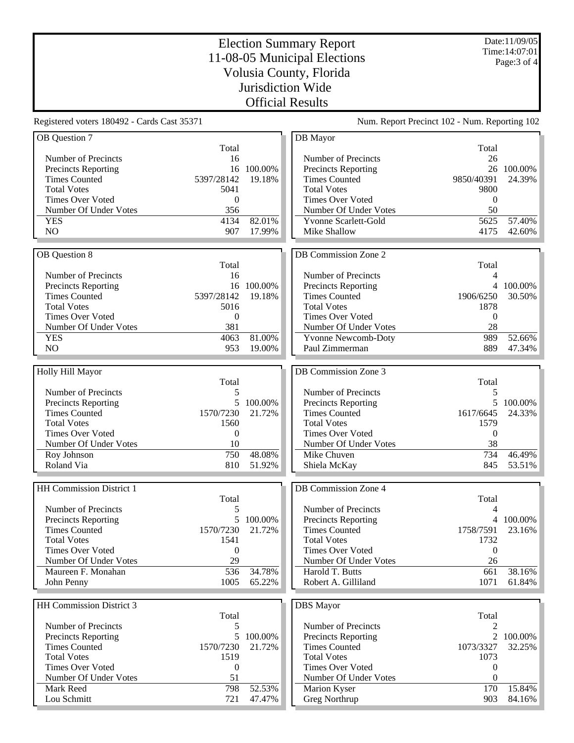# Election Summary Report
## 11-08-05 Municipal Elections
## Volusia County, Florida
## Jurisdiction Wide
## Official Results

Date:11/09/05
Time:14:07:01

Registered voters 180492 - Cards Cast 35371

Num. Report Precinct 102 - Num. Reporting 102

### OB Question 7

| | Total | |
|---|---|---|
| Number of Precincts | 16 | |
| Precincts Reporting | 16 | 100.00% |
| Times Counted | 5397/28142 | 19.18% |
| Total Votes | 5041 | |
| Times Over Voted | 0 | |
| Number Of Under Votes | 356 | |
| YES | 4134 | 82.01% |
| NO | 907 | 17.99% |

### OB Question 8

| | Total | |
|---|---|---|
| Number of Precincts | 16 | |
| Precincts Reporting | 16 | 100.00% |
| Times Counted | 5397/28142 | 19.18% |
| Total Votes | 5016 | |
| Times Over Voted | 0 | |
| Number Of Under Votes | 381 | |
| YES | 4063 | 81.00% |
| NO | 953 | 19.00% |

### Holly Hill Mayor

| | Total | |
|---|---|---|
| Number of Precincts | 5 | |
| Precincts Reporting | 5 | 100.00% |
| Times Counted | 1570/7230 | 21.72% |
| Total Votes | 1560 | |
| Times Over Voted | 0 | |
| Number Of Under Votes | 10 | |
| Roy Johnson | 750 | 48.08% |
| Roland Via | 810 | 51.92% |

### HH Commission District 1

| | Total | |
|---|---|---|
| Number of Precincts | 5 | |
| Precincts Reporting | 5 | 100.00% |
| Times Counted | 1570/7230 | 21.72% |
| Total Votes | 1541 | |
| Times Over Voted | 0 | |
| Number Of Under Votes | 29 | |
| Maureen F. Monahan | 536 | 34.78% |
| John Penny | 1005 | 65.22% |

### HH Commission District 3

| | Total | |
|---|---|---|
| Number of Precincts | 5 | |
| Precincts Reporting | 5 | 100.00% |
| Times Counted | 1570/7230 | 21.72% |
| Total Votes | 1519 | |
| Times Over Voted | 0 | |
| Number Of Under Votes | 51 | |
| Mark Reed | 798 | 52.53% |
| Lou Schmitt | 721 | 47.47% |

### DB Mayor

| | Total | |
|---|---|---|
| Number of Precincts | 26 | |
| Precincts Reporting | 26 | 100.00% |
| Times Counted | 9850/40391 | 24.39% |
| Total Votes | 9800 | |
| Times Over Voted | 0 | |
| Number Of Under Votes | 50 | |
| Yvonne Scarlett-Gold | 5625 | 57.40% |
| Mike Shallow | 4175 | 42.60% |

### DB Commission Zone 2

| | Total | |
|---|---|---|
| Number of Precincts | 4 | |
| Precincts Reporting | 4 | 100.00% |
| Times Counted | 1906/6250 | 30.50% |
| Total Votes | 1878 | |
| Times Over Voted | 0 | |
| Number Of Under Votes | 28 | |
| Yvonne Newcomb-Doty | 989 | 52.66% |
| Paul Zimmerman | 889 | 47.34% |

### DB Commission Zone 3

| | Total | |
|---|---|---|
| Number of Precincts | 5 | |
| Precincts Reporting | 5 | 100.00% |
| Times Counted | 1617/6645 | 24.33% |
| Total Votes | 1579 | |
| Times Over Voted | 0 | |
| Number Of Under Votes | 38 | |
| Mike Chuven | 734 | 46.49% |
| Shiela McKay | 845 | 53.51% |

### DB Commission Zone 4

| | Total | |
|---|---|---|
| Number of Precincts | 4 | |
| Precincts Reporting | 4 | 100.00% |
| Times Counted | 1758/7591 | 23.16% |
| Total Votes | 1732 | |
| Times Over Voted | 0 | |
| Number Of Under Votes | 26 | |
| Harold T. Butts | 661 | 38.16% |
| Robert A. Gilliland | 1071 | 61.84% |

### DBS Mayor

| | Total | |
|---|---|---|
| Number of Precincts | 2 | |
| Precincts Reporting | 2 | 100.00% |
| Times Counted | 1073/3327 | 32.25% |
| Total Votes | 1073 | |
| Times Over Voted | 0 | |
| Number Of Under Votes | 0 | |
| Marion Kyser | 170 | 15.84% |
| Greg Northrup | 903 | 84.16% |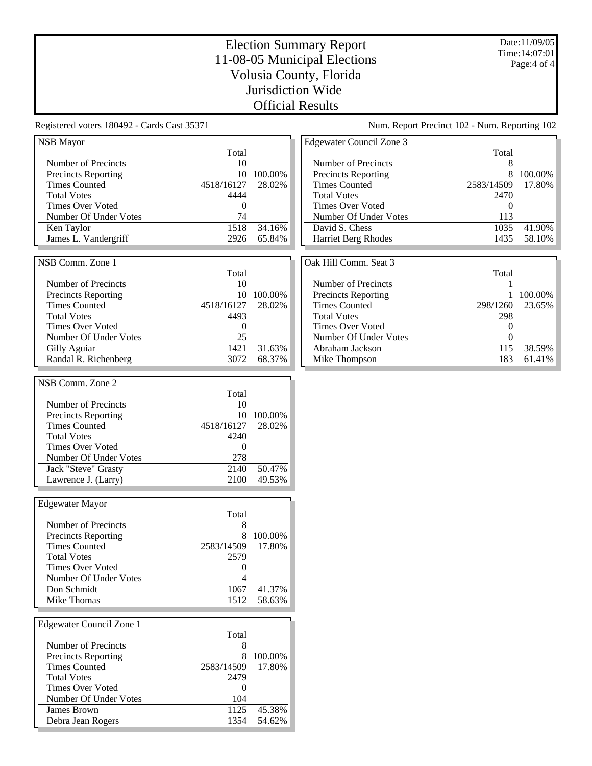# Election Summary Report
## 11-08-05 Municipal Elections
## Volusia County, Florida
## Jurisdiction Wide
## Official Results

Date:11/09/05
Time:14:07:01

Registered voters 180492 - Cards Cast 35371

Num. Report Precinct 102 - Num. Reporting 102

### NSB Mayor

| | Total | |
|---|---|---|
| Number of Precincts | 10 | |
| Precincts Reporting | 10 | 100.00% |
| Times Counted | 4518/16127 | 28.02% |
| Total Votes | 4444 | |
| Times Over Voted | 0 | |
| Number Of Under Votes | 74 | |
| Ken Taylor | 1518 | 34.16% |
| James L. Vandergriff | 2926 | 65.84% |

### NSB Comm. Zone 1

| | Total | |
|---|---|---|
| Number of Precincts | 10 | |
| Precincts Reporting | 10 | 100.00% |
| Times Counted | 4518/16127 | 28.02% |
| Total Votes | 4493 | |
| Times Over Voted | 0 | |
| Number Of Under Votes | 25 | |
| Gilly Aguiar | 1421 | 31.63% |
| Randal R. Richenberg | 3072 | 68.37% |

### NSB Comm. Zone 2

| | Total | |
|---|---|---|
| Number of Precincts | 10 | |
| Precincts Reporting | 10 | 100.00% |
| Times Counted | 4518/16127 | 28.02% |
| Total Votes | 4240 | |
| Times Over Voted | 0 | |
| Number Of Under Votes | 278 | |
| Jack "Steve" Grasty | 2140 | 50.47% |
| Lawrence J. (Larry) | 2100 | 49.53% |

### Edgewater Mayor

| | Total | |
|---|---|---|
| Number of Precincts | 8 | |
| Precincts Reporting | 8 | 100.00% |
| Times Counted | 2583/14509 | 17.80% |
| Total Votes | 2579 | |
| Times Over Voted | 0 | |
| Number Of Under Votes | 4 | |
| Don Schmidt | 1067 | 41.37% |
| Mike Thomas | 1512 | 58.63% |

### Edgewater Council Zone 1

| | Total | |
|---|---|---|
| Number of Precincts | 8 | |
| Precincts Reporting | 8 | 100.00% |
| Times Counted | 2583/14509 | 17.80% |
| Total Votes | 2479 | |
| Times Over Voted | 0 | |
| Number Of Under Votes | 104 | |
| James Brown | 1125 | 45.38% |
| Debra Jean Rogers | 1354 | 54.62% |

### Edgewater Council Zone 3

| | Total | |
|---|---|---|
| Number of Precincts | 8 | |
| Precincts Reporting | 8 | 100.00% |
| Times Counted | 2583/14509 | 17.80% |
| Total Votes | 2470 | |
| Times Over Voted | 0 | |
| Number Of Under Votes | 113 | |
| David S. Chess | 1035 | 41.90% |
| Harriet Berg Rhodes | 1435 | 58.10% |

### Oak Hill Comm. Seat 3

| | Total | |
|---|---|---|
| Number of Precincts | 1 | |
| Precincts Reporting | 1 | 100.00% |
| Times Counted | 298/1260 | 23.65% |
| Total Votes | 298 | |
| Times Over Voted | 0 | |
| Number Of Under Votes | 0 | |
| Abraham Jackson | 115 | 38.59% |
| Mike Thompson | 183 | 61.41% |